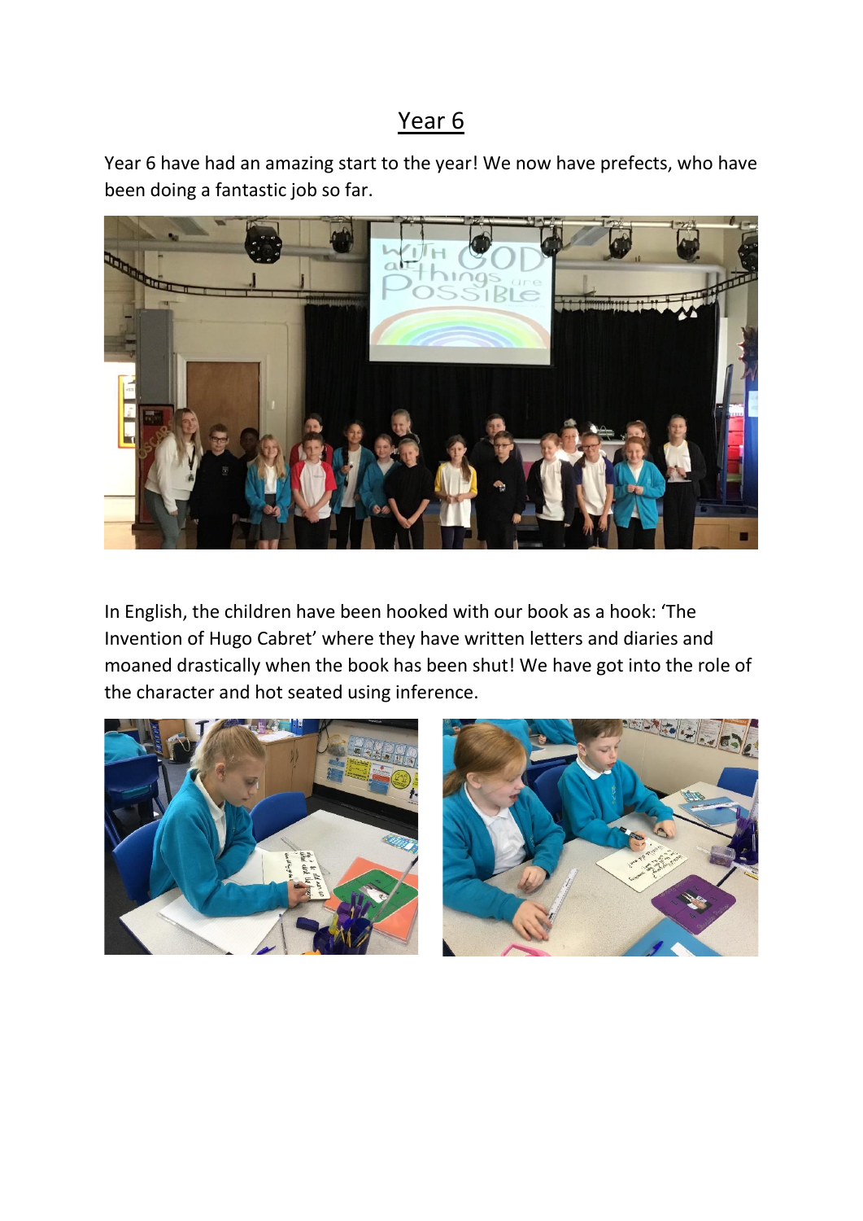# Year 6

Year 6 have had an amazing start to the year! We now have prefects, who have been doing a fantastic job so far.

In English, the children have been hooked with our book as a hook: 'The Invention of Hugo Cabret' where they have written letters and diaries and moaned drastically when the book has been shut! We have got into the role of the character and hot seated using inference.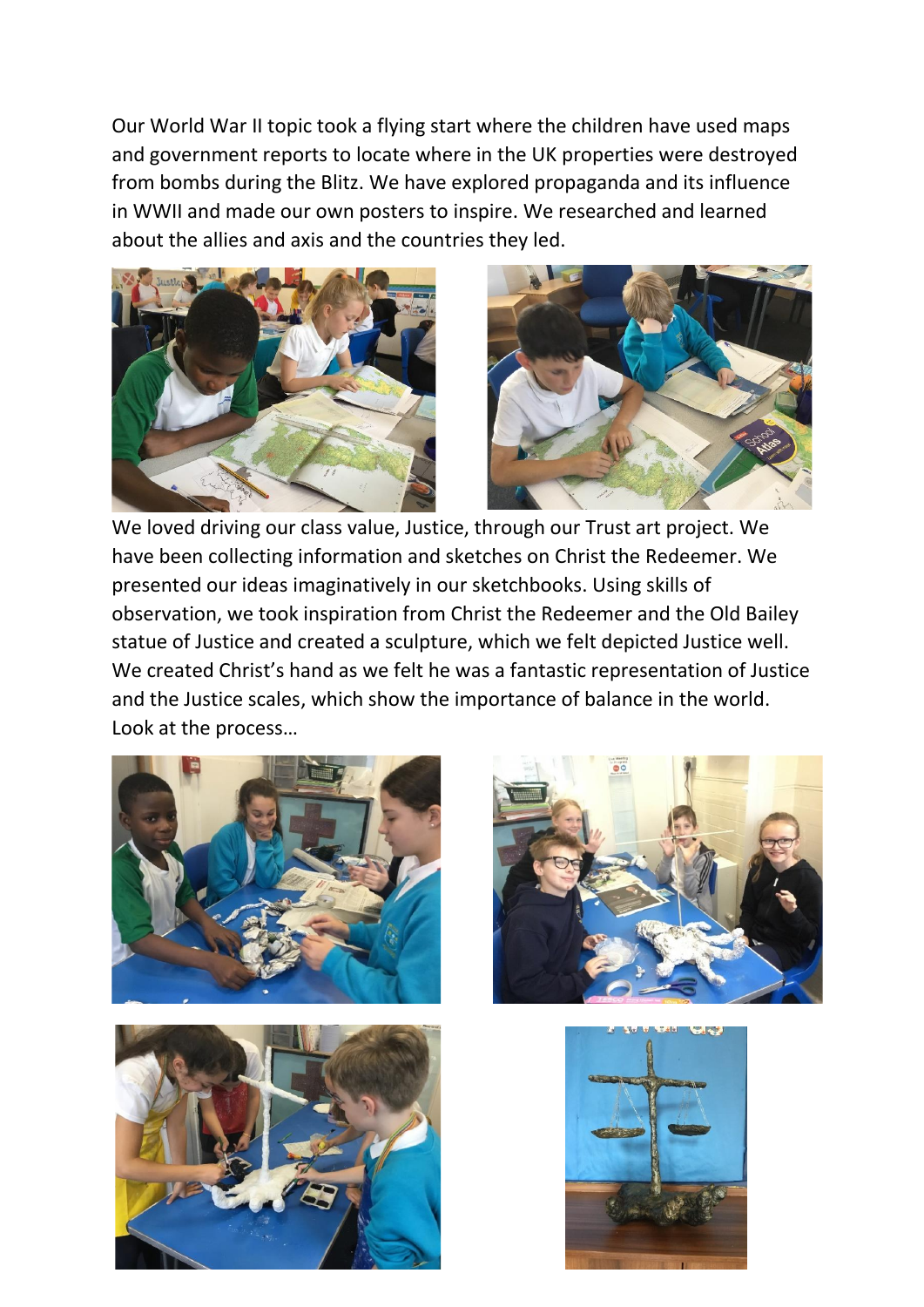Our World War II topic took a flying start where the children have used maps and government reports to locate where in the UK properties were destroyed from bombs during the Blitz. We have explored propaganda and its influence in WWII and made our own posters to inspire. We researched and learned about the allies and axis and the countries they led.

We loved driving our class value, Justice, through our Trust art project. We have been collecting information and sketches on Christ the Redeemer. We presented our ideas imaginatively in our sketchbooks. Using skills of observation, we took inspiration from Christ the Redeemer and the Old Bailey statue of Justice and created a sculpture, which we felt depicted Justice well. We created Christ's hand as we felt he was a fantastic representation of Justice and the Justice scales, which show the importance of balance in the world. Look at the process…